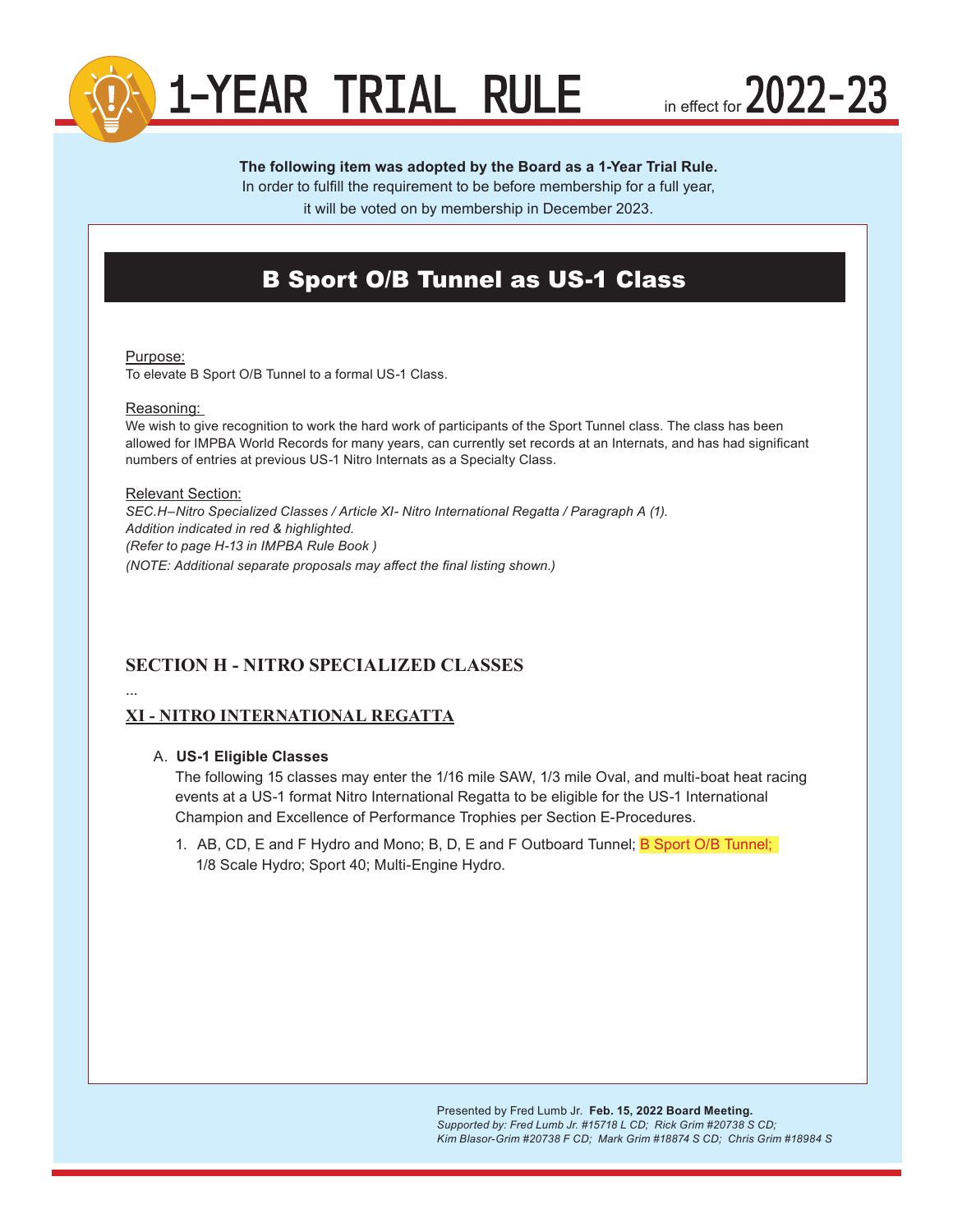# 1-YEAR TRIAL RULE

in effect for **2022-23**

**The following item was adopted by the Board as a 1-Year Trial Rule.**
In order to fulfill the requirement to be before membership for a full year, it will be voted on by membership in December 2023.

## B Sport O/B Tunnel as US-1 Class

Purpose:
To elevate B Sport O/B Tunnel to a formal US-1 Class.

Reasoning:
We wish to give recognition to work the hard work of participants of the Sport Tunnel class. The class has been allowed for IMPBA World Records for many years, can currently set records at an Internats, and has had significant numbers of entries at previous US-1 Nitro Internats as a Specialty Class.

Relevant Section:
*SEC.H–Nitro Specialized Classes / Article XI- Nitro International Regatta / Paragraph A (1).*
*Addition indicated in red & highlighted.*
*(Refer to page H-13 in IMPBA Rule Book )*
*(NOTE: Additional separate proposals may affect the final listing shown.)*

### SECTION H - NITRO SPECIALIZED CLASSES

...

### XI - NITRO INTERNATIONAL REGATTA

A. **US-1 Eligible Classes**
The following 15 classes may enter the 1/16 mile SAW, 1/3 mile Oval, and multi-boat heat racing events at a US-1 format Nitro International Regatta to be eligible for the US-1 International Champion and Excellence of Performance Trophies per Section E-Procedures.

1. AB, CD, E and F Hydro and Mono; B, D, E and F Outboard Tunnel; B Sport O/B Tunnel; 1/8 Scale Hydro; Sport 40; Multi-Engine Hydro.

Presented by Fred Lumb Jr. **Feb. 15, 2022 Board Meeting.**
*Supported by: Fred Lumb Jr. #15718 L CD; Rick Grim #20738 S CD; Kim Blasor-Grim #20738 F CD; Mark Grim #18874 S CD; Chris Grim #18984 S*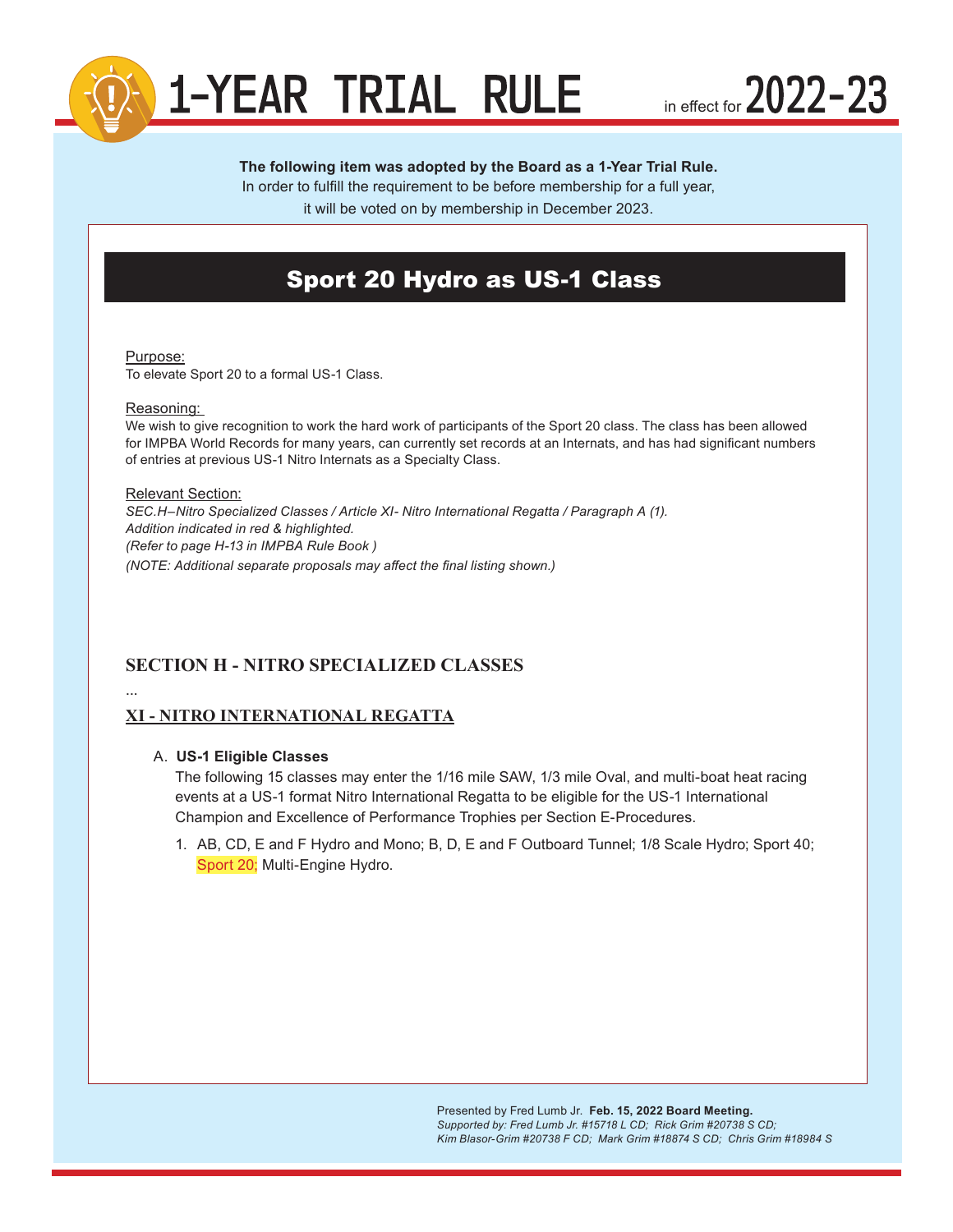# 1-YEAR TRIAL RULE

in effect for **2022-23**

**The following item was adopted by the Board as a 1-Year Trial Rule.**
In order to fulfill the requirement to be before membership for a full year,
it will be voted on by membership in December 2023.

## Sport 20 Hydro as US-1 Class

Purpose:
To elevate Sport 20 to a formal US-1 Class.

Reasoning:
We wish to give recognition to work the hard work of participants of the Sport 20 class. The class has been allowed for IMPBA World Records for many years, can currently set records at an Internats, and has had significant numbers of entries at previous US-1 Nitro Internats as a Specialty Class.

Relevant Section:
*SEC.H–Nitro Specialized Classes / Article XI- Nitro International Regatta / Paragraph A (1).*
*Addition indicated in red & highlighted.*
*(Refer to page H-13 in IMPBA Rule Book )*
*(NOTE: Additional separate proposals may affect the final listing shown.)*

### SECTION H - NITRO SPECIALIZED CLASSES

...

#### XI - NITRO INTERNATIONAL REGATTA

A. **US-1 Eligible Classes**
The following 15 classes may enter the 1/16 mile SAW, 1/3 mile Oval, and multi-boat heat racing events at a US-1 format Nitro International Regatta to be eligible for the US-1 International Champion and Excellence of Performance Trophies per Section E-Procedures.

1. AB, CD, E and F Hydro and Mono; B, D, E and F Outboard Tunnel; 1/8 Scale Hydro; Sport 40; Sport 20; Multi-Engine Hydro.

Presented by Fred Lumb Jr. **Feb. 15, 2022 Board Meeting.**
*Supported by: Fred Lumb Jr. #15718 L CD; Rick Grim #20738 S CD; Kim Blasor-Grim #20738 F CD; Mark Grim #18874 S CD; Chris Grim #18984 S*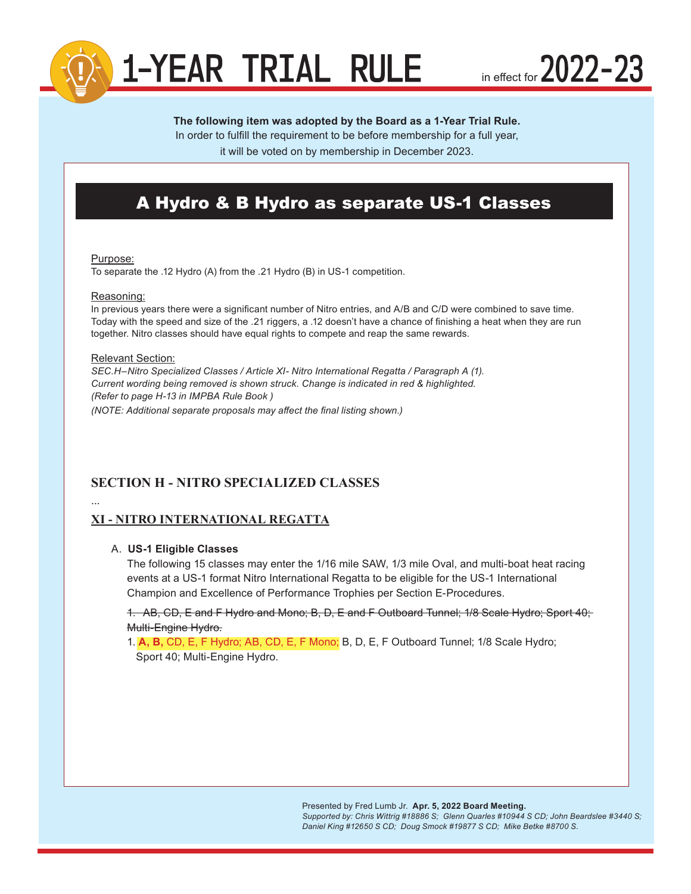# 1-YEAR TRIAL RULE in effect for 2022-23

**The following item was adopted by the Board as a 1-Year Trial Rule.**
In order to fulfill the requirement to be before membership for a full year, it will be voted on by membership in December 2023.

## A Hydro & B Hydro as separate US-1 Classes

Purpose:
To separate the .12 Hydro (A) from the .21 Hydro (B) in US-1 competition.

Reasoning:
In previous years there were a significant number of Nitro entries, and A/B and C/D were combined to save time. Today with the speed and size of the .21 riggers, a .12 doesn't have a chance of finishing a heat when they are run together. Nitro classes should have equal rights to compete and reap the same rewards.

Relevant Section:
*SEC.H–Nitro Specialized Classes / Article XI- Nitro International Regatta / Paragraph A (1).*
*Current wording being removed is shown struck. Change is indicated in red & highlighted.*
*(Refer to page H-13 in IMPBA Rule Book )*
*(NOTE: Additional separate proposals may affect the final listing shown.)*

### SECTION H - NITRO SPECIALIZED CLASSES

...

### XI - NITRO INTERNATIONAL REGATTA

A. **US-1 Eligible Classes**
The following 15 classes may enter the 1/16 mile SAW, 1/3 mile Oval, and multi-boat heat racing events at a US-1 format Nitro International Regatta to be eligible for the US-1 International Champion and Excellence of Performance Trophies per Section E-Procedures.

~~1. AB, CD, E and F Hydro and Mono; B, D, E and F Outboard Tunnel; 1/8 Scale Hydro; Sport 40; Multi-Engine Hydro.~~

1. **A, B,** CD, E, F Hydro; AB, CD, E, F Mono; B, D, E, F Outboard Tunnel; 1/8 Scale Hydro; Sport 40; Multi-Engine Hydro.

Presented by Fred Lumb Jr. **Apr. 5, 2022 Board Meeting.**
*Supported by: Chris Wittrig #18886 S; Glenn Quarles #10944 S CD; John Beardslee #3440 S; Daniel King #12650 S CD; Doug Smock #19877 S CD; Mike Betke #8700 S.*